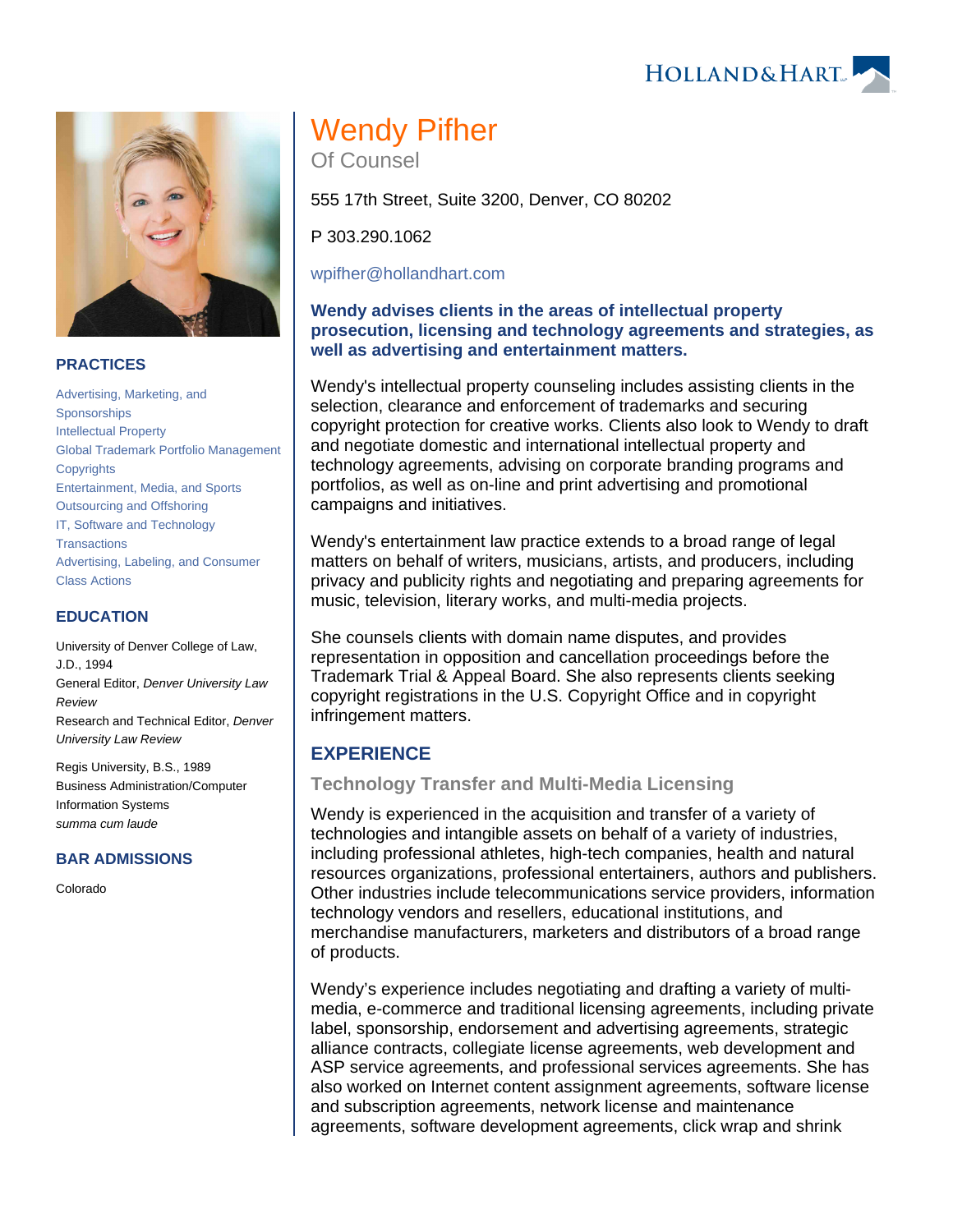# Wendy Pifher

Of Counsel

555 17th Street, Suite 3200, Denver, CO 80202

P 303.290.1062

wpifher@hollandhart.com

**Wendy advises clients in the areas of intellectual property prosecution, licensing and technology agreements and strategies, as well as advertising and entertainment matters.**

Wendy's intellectual property counseling includes assisting clients in the selection, clearance and enforcement of trademarks and securing copyright protection for creative works. Clients also look to Wendy to draft and negotiate domestic and international intellectual property and technology agreements, advising on corporate branding programs and portfolios, as well as on-line and print advertising and promotional campaigns and initiatives.

Wendy's entertainment law practice extends to a broad range of legal matters on behalf of writers, musicians, artists, and producers, including privacy and publicity rights and negotiating and preparing agreements for music, television, literary works, and multi-media projects.

She counsels clients with domain name disputes, and provides representation in opposition and cancellation proceedings before the Trademark Trial & Appeal Board. She also represents clients seeking copyright registrations in the U.S. Copyright Office and in copyright infringement matters.

## PRACTICES

- Advertising, Marketing, and Sponsorships
- Intellectual Property
- Global Trademark Portfolio Management
- Copyrights
- Entertainment, Media, and Sports
- Outsourcing and Offshoring
- IT, Software and Technology Transactions
- Advertising, Labeling, and Consumer Class Actions

## EDUCATION

University of Denver College of Law, J.D., 1994
General Editor, *Denver University Law Review*
Research and Technical Editor, *Denver University Law Review*

Regis University, B.S., 1989
Business Administration/Computer Information Systems
*summa cum laude*

## BAR ADMISSIONS

Colorado

## EXPERIENCE

### Technology Transfer and Multi-Media Licensing

Wendy is experienced in the acquisition and transfer of a variety of technologies and intangible assets on behalf of a variety of industries, including professional athletes, high-tech companies, health and natural resources organizations, professional entertainers, authors and publishers. Other industries include telecommunications service providers, information technology vendors and resellers, educational institutions, and merchandise manufacturers, marketers and distributors of a broad range of products.

Wendy's experience includes negotiating and drafting a variety of multi-media, e-commerce and traditional licensing agreements, including private label, sponsorship, endorsement and advertising agreements, strategic alliance contracts, collegiate license agreements, web development and ASP service agreements, and professional services agreements. She has also worked on Internet content assignment agreements, software license and subscription agreements, network license and maintenance agreements, software development agreements, click wrap and shrink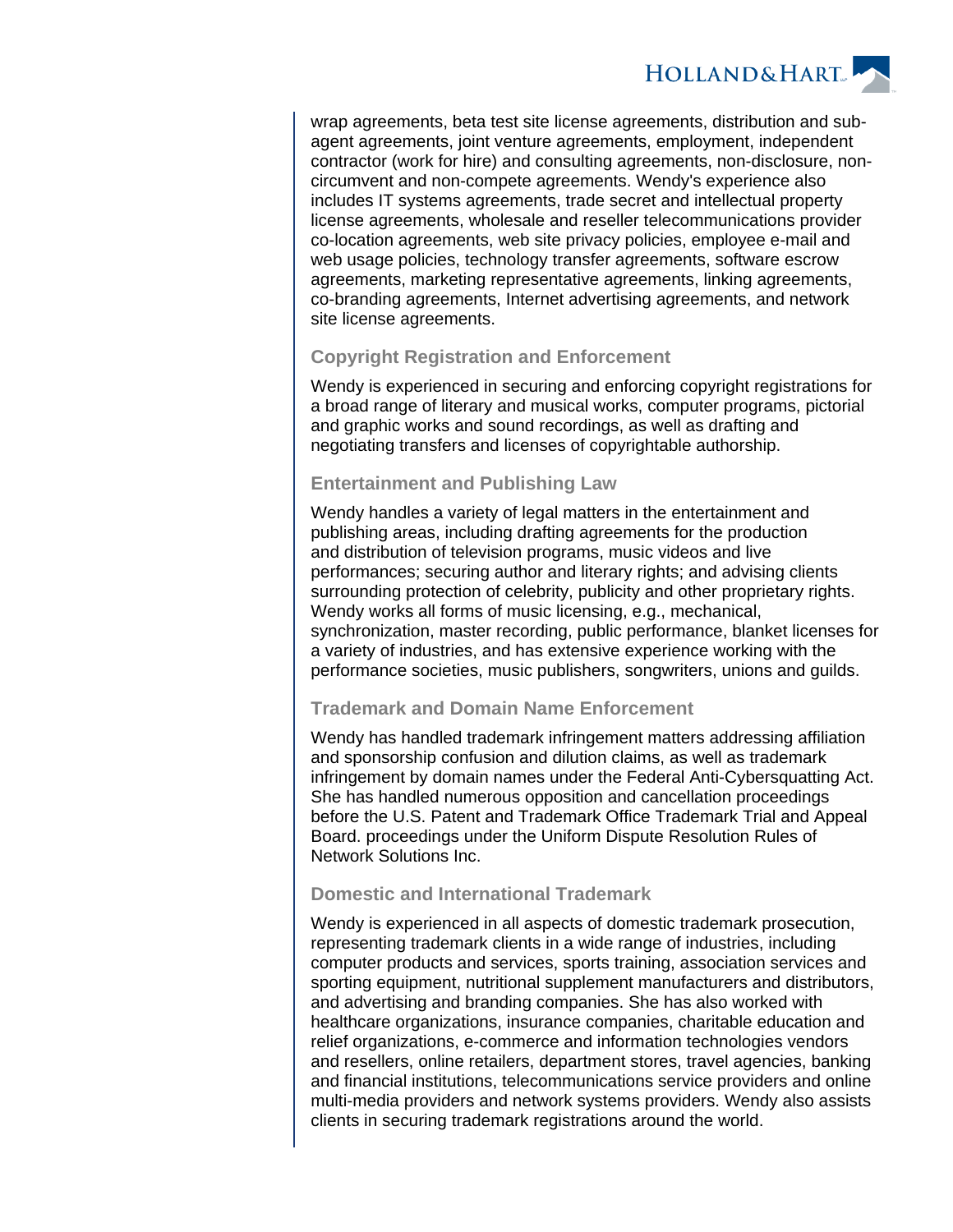wrap agreements, beta test site license agreements, distribution and sub-agent agreements, joint venture agreements, employment, independent contractor (work for hire) and consulting agreements, non-disclosure, non-circumvent and non-compete agreements. Wendy's experience also includes IT systems agreements, trade secret and intellectual property license agreements, wholesale and reseller telecommunications provider co-location agreements, web site privacy policies, employee e-mail and web usage policies, technology transfer agreements, software escrow agreements, marketing representative agreements, linking agreements, co-branding agreements, Internet advertising agreements, and network site license agreements.

### Copyright Registration and Enforcement

Wendy is experienced in securing and enforcing copyright registrations for a broad range of literary and musical works, computer programs, pictorial and graphic works and sound recordings, as well as drafting and negotiating transfers and licenses of copyrightable authorship.

### Entertainment and Publishing Law

Wendy handles a variety of legal matters in the entertainment and publishing areas, including drafting agreements for the production and distribution of television programs, music videos and live performances; securing author and literary rights; and advising clients surrounding protection of celebrity, publicity and other proprietary rights. Wendy works all forms of music licensing, e.g., mechanical, synchronization, master recording, public performance, blanket licenses for a variety of industries, and has extensive experience working with the performance societies, music publishers, songwriters, unions and guilds.

### Trademark and Domain Name Enforcement

Wendy has handled trademark infringement matters addressing affiliation and sponsorship confusion and dilution claims, as well as trademark infringement by domain names under the Federal Anti-Cybersquatting Act. She has handled numerous opposition and cancellation proceedings before the U.S. Patent and Trademark Office Trademark Trial and Appeal Board. proceedings under the Uniform Dispute Resolution Rules of Network Solutions Inc.

### Domestic and International Trademark

Wendy is experienced in all aspects of domestic trademark prosecution, representing trademark clients in a wide range of industries, including computer products and services, sports training, association services and sporting equipment, nutritional supplement manufacturers and distributors, and advertising and branding companies. She has also worked with healthcare organizations, insurance companies, charitable education and relief organizations, e-commerce and information technologies vendors and resellers, online retailers, department stores, travel agencies, banking and financial institutions, telecommunications service providers and online multi-media providers and network systems providers. Wendy also assists clients in securing trademark registrations around the world.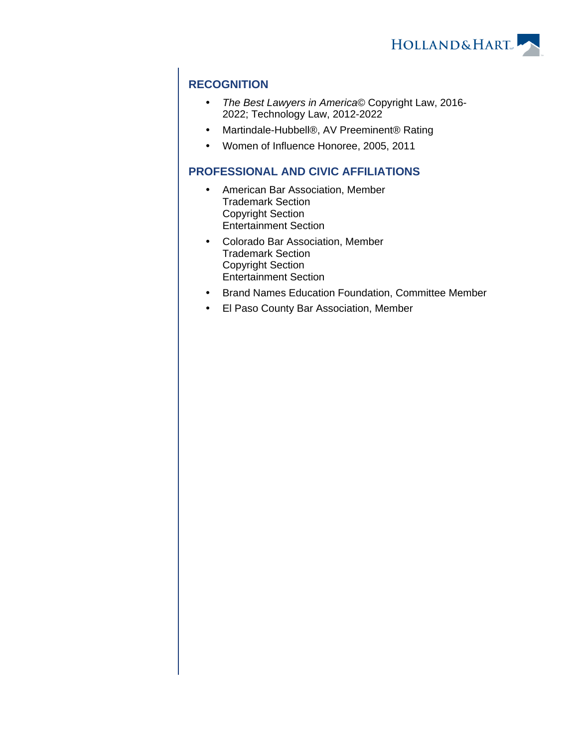## RECOGNITION

- *The Best Lawyers in America*© Copyright Law, 2016-2022; Technology Law, 2012-2022
- Martindale-Hubbell®, AV Preeminent® Rating
- Women of Influence Honoree, 2005, 2011

## PROFESSIONAL AND CIVIC AFFILIATIONS

- American Bar Association, Member
  Trademark Section
  Copyright Section
  Entertainment Section
- Colorado Bar Association, Member
  Trademark Section
  Copyright Section
  Entertainment Section
- Brand Names Education Foundation, Committee Member
- El Paso County Bar Association, Member